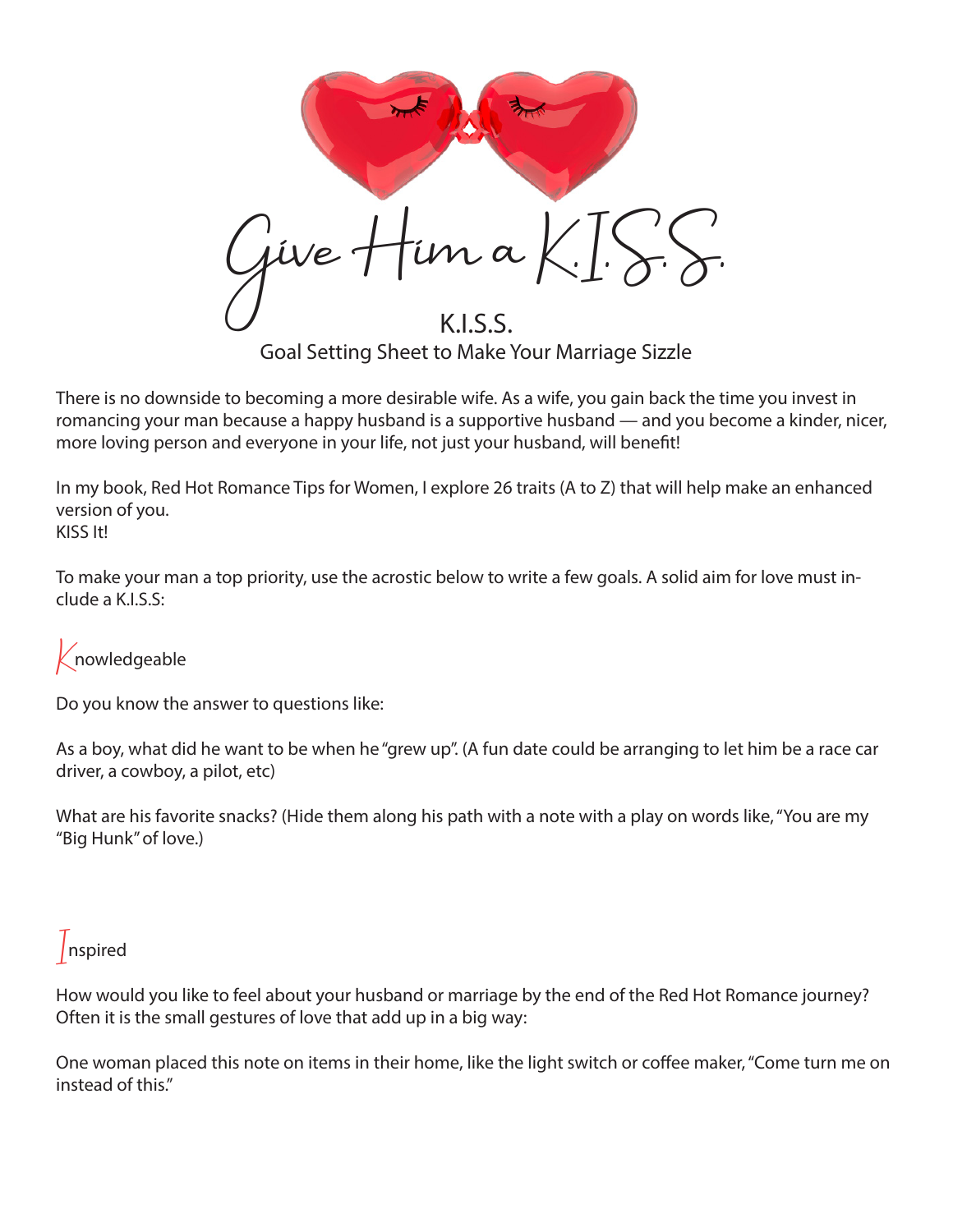# Give Him a K.I.S.S.

## K.I.S.S.
Goal Setting Sheet to Make Your Marriage Sizzle

There is no downside to becoming a more desirable wife. As a wife, you gain back the time you invest in romancing your man because a happy husband is a supportive husband — and you become a kinder, nicer, more loving person and everyone in your life, not just your husband, will benefit!

In my book, Red Hot Romance Tips for Women, I explore 26 traits (A to Z) that will help make an enhanced version of you.
KISS It!

To make your man a top priority, use the acrostic below to write a few goals. A solid aim for love must include a K.I.S.S:

### Knowledgeable

Do you know the answer to questions like:

As a boy, what did he want to be when he "grew up". (A fun date could be arranging to let him be a race car driver, a cowboy, a pilot, etc)

What are his favorite snacks? (Hide them along his path with a note with a play on words like, "You are my "Big Hunk" of love.)

### Inspired

How would you like to feel about your husband or marriage by the end of the Red Hot Romance journey? Often it is the small gestures of love that add up in a big way:

One woman placed this note on items in their home, like the light switch or coffee maker, "Come turn me on instead of this."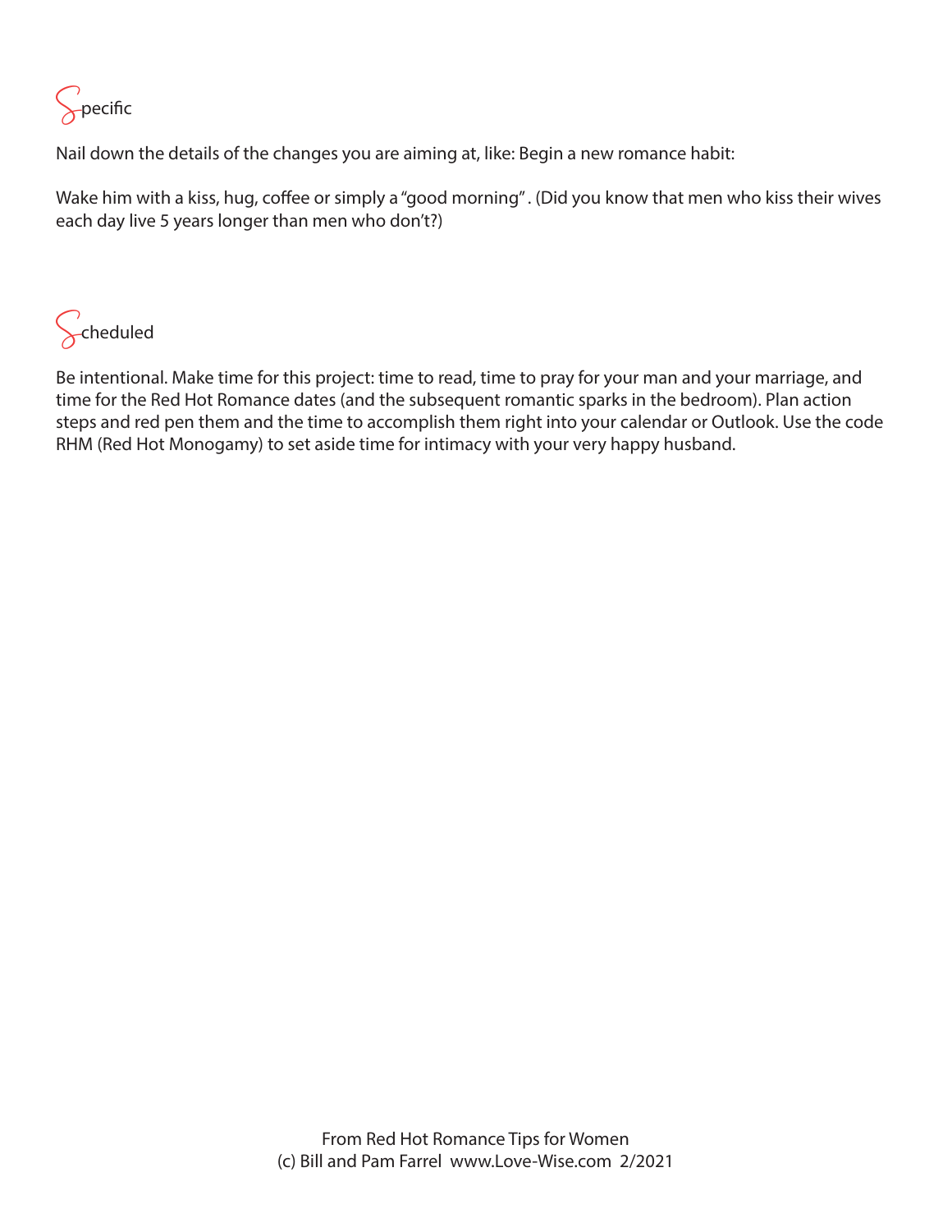## Specific

Nail down the details of the changes you are aiming at, like: Begin a new romance habit:

Wake him with a kiss, hug, coffee or simply a "good morning". (Did you know that men who kiss their wives each day live 5 years longer than men who don't?)

## Scheduled

Be intentional. Make time for this project: time to read, time to pray for your man and your marriage, and time for the Red Hot Romance dates (and the subsequent romantic sparks in the bedroom). Plan action steps and red pen them and the time to accomplish them right into your calendar or Outlook. Use the code RHM (Red Hot Monogamy) to set aside time for intimacy with your very happy husband.

From Red Hot Romance Tips for Women
(c) Bill and Pam Farrel www.Love-Wise.com 2/2021